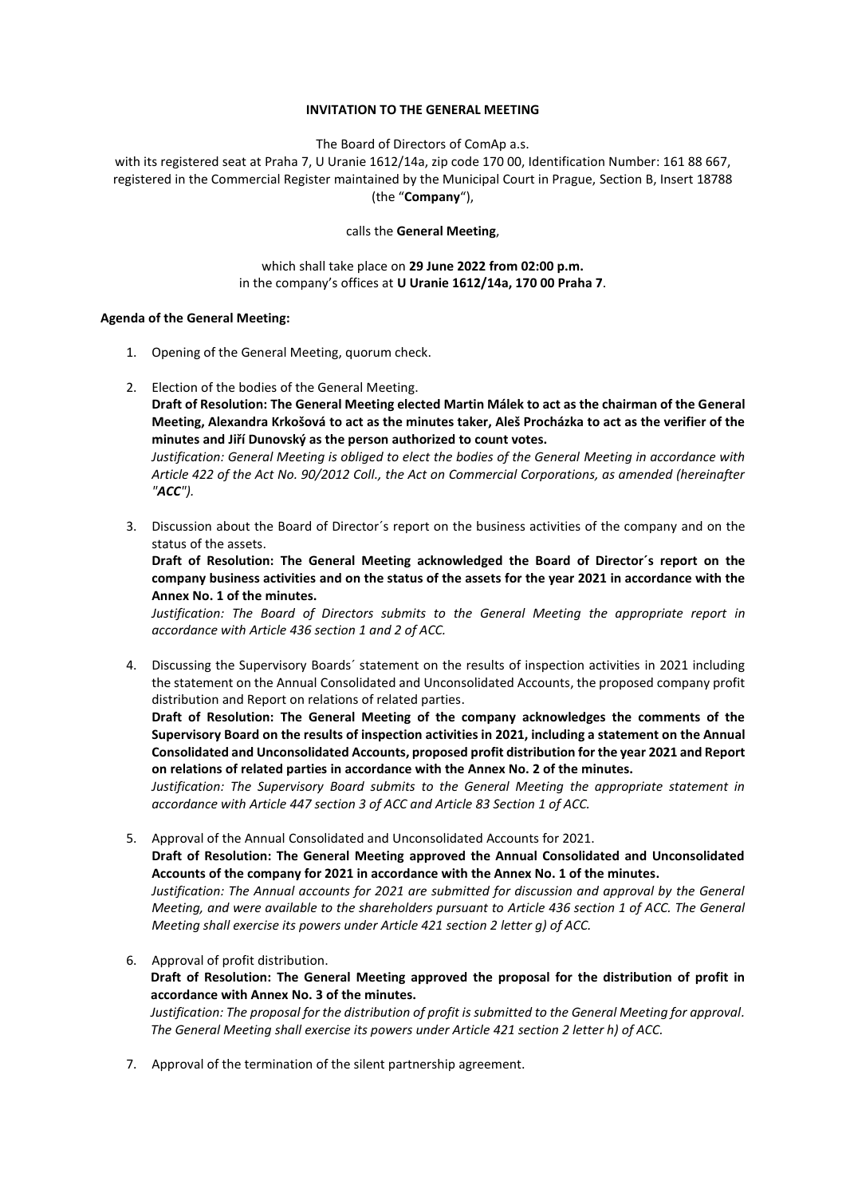**INVITATION TO THE GENERAL MEETING**

The Board of Directors of ComAp a.s.

with its registered seat at Praha 7, U Uranie 1612/14a, zip code 170 00, Identification Number: 161 88 667, registered in the Commercial Register maintained by the Municipal Court in Prague, Section B, Insert 18788 (the "**Company**"),

calls the **General Meeting**,

which shall take place on **29 June 2022 from 02:00 p.m.** in the company's offices at **U Uranie 1612/14a, 170 00 Praha 7**.

**Agenda of the General Meeting:**

1. Opening of the General Meeting, quorum check.

2. Election of the bodies of the General Meeting.
   **Draft of Resolution: The General Meeting elected Martin Málek to act as the chairman of the General Meeting, Alexandra Krkošová to act as the minutes taker, Aleš Procházka to act as the verifier of the minutes and Jiří Dunovský as the person authorized to count votes.**
   *Justification: General Meeting is obliged to elect the bodies of the General Meeting in accordance with Article 422 of the Act No. 90/2012 Coll., the Act on Commercial Corporations, as amended (hereinafter "**ACC**").*

3. Discussion about the Board of Director´s report on the business activities of the company and on the status of the assets.
   **Draft of Resolution: The General Meeting acknowledged the Board of Director´s report on the company business activities and on the status of the assets for the year 2021 in accordance with the Annex No. 1 of the minutes.**
   *Justification: The Board of Directors submits to the General Meeting the appropriate report in accordance with Article 436 section 1 and 2 of ACC.*

4. Discussing the Supervisory Boards´ statement on the results of inspection activities in 2021 including the statement on the Annual Consolidated and Unconsolidated Accounts, the proposed company profit distribution and Report on relations of related parties.
   **Draft of Resolution: The General Meeting of the company acknowledges the comments of the Supervisory Board on the results of inspection activities in 2021, including a statement on the Annual Consolidated and Unconsolidated Accounts, proposed profit distribution for the year 2021 and Report on relations of related parties in accordance with the Annex No. 2 of the minutes.**
   *Justification: The Supervisory Board submits to the General Meeting the appropriate statement in accordance with Article 447 section 3 of ACC and Article 83 Section 1 of ACC.*

5. Approval of the Annual Consolidated and Unconsolidated Accounts for 2021.
   **Draft of Resolution: The General Meeting approved the Annual Consolidated and Unconsolidated Accounts of the company for 2021 in accordance with the Annex No. 1 of the minutes.**
   *Justification: The Annual accounts for 2021 are submitted for discussion and approval by the General Meeting, and were available to the shareholders pursuant to Article 436 section 1 of ACC. The General Meeting shall exercise its powers under Article 421 section 2 letter g) of ACC.*

6. Approval of profit distribution.
   **Draft of Resolution: The General Meeting approved the proposal for the distribution of profit in accordance with Annex No. 3 of the minutes.**
   *Justification: The proposal for the distribution of profit is submitted to the General Meeting for approval. The General Meeting shall exercise its powers under Article 421 section 2 letter h) of ACC.*

7. Approval of the termination of the silent partnership agreement.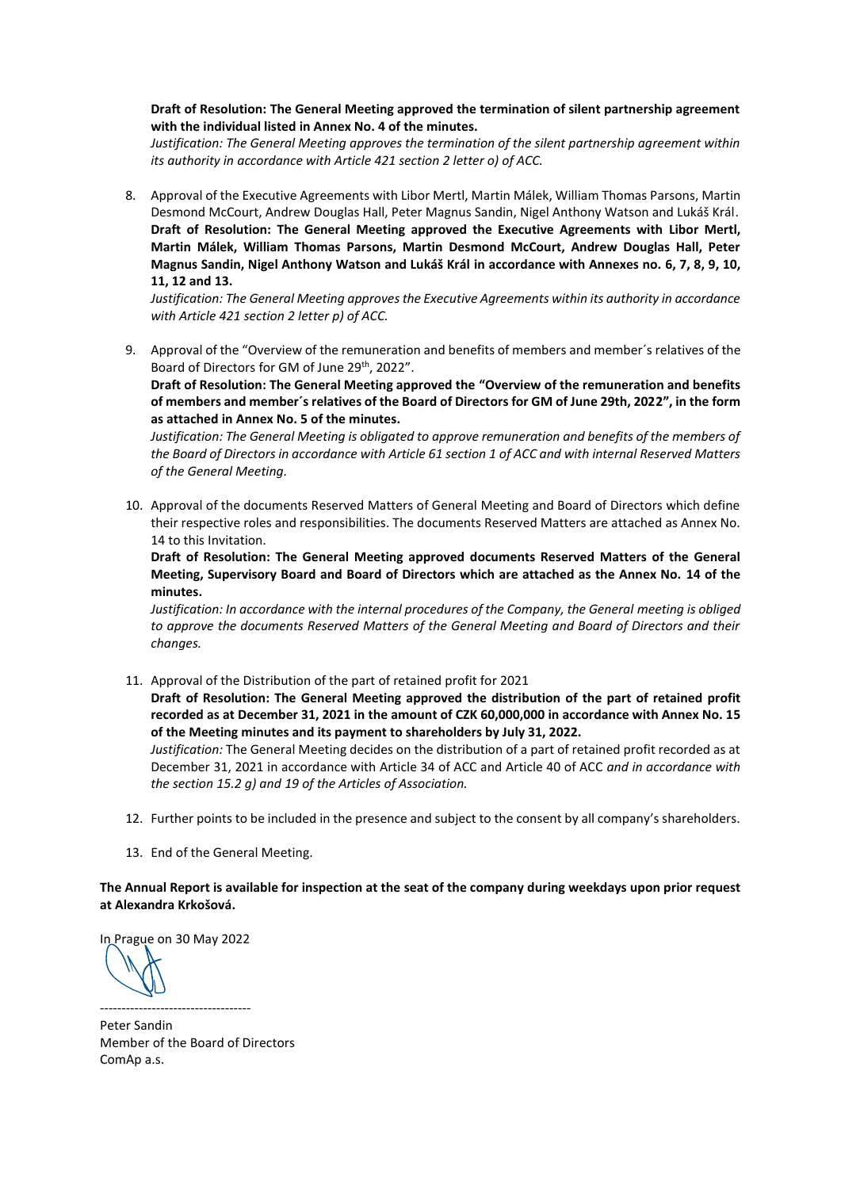**Draft of Resolution: The General Meeting approved the termination of silent partnership agreement with the individual listed in Annex No. 4 of the minutes.**
*Justification: The General Meeting approves the termination of the silent partnership agreement within its authority in accordance with Article 421 section 2 letter o) of ACC.*

8. Approval of the Executive Agreements with Libor Mertl, Martin Málek, William Thomas Parsons, Martin Desmond McCourt, Andrew Douglas Hall, Peter Magnus Sandin, Nigel Anthony Watson and Lukáš Král.
   **Draft of Resolution: The General Meeting approved the Executive Agreements with Libor Mertl, Martin Málek, William Thomas Parsons, Martin Desmond McCourt, Andrew Douglas Hall, Peter Magnus Sandin, Nigel Anthony Watson and Lukáš Král in accordance with Annexes no. 6, 7, 8, 9, 10, 11, 12 and 13.**
   *Justification: The General Meeting approves the Executive Agreements within its authority in accordance with Article 421 section 2 letter p) of ACC.*

9. Approval of the "Overview of the remuneration and benefits of members and member´s relatives of the Board of Directors for GM of June 29th, 2022".
   **Draft of Resolution: The General Meeting approved the "Overview of the remuneration and benefits of members and member´s relatives of the Board of Directors for GM of June 29th, 2022", in the form as attached in Annex No. 5 of the minutes.**
   *Justification: The General Meeting is obligated to approve remuneration and benefits of the members of the Board of Directors in accordance with Article 61 section 1 of ACC and with internal Reserved Matters of the General Meeting.*

10. Approval of the documents Reserved Matters of General Meeting and Board of Directors which define their respective roles and responsibilities. The documents Reserved Matters are attached as Annex No. 14 to this Invitation.
    **Draft of Resolution: The General Meeting approved documents Reserved Matters of the General Meeting, Supervisory Board and Board of Directors which are attached as the Annex No. 14 of the minutes.**
    *Justification: In accordance with the internal procedures of the Company, the General meeting is obliged to approve the documents Reserved Matters of the General Meeting and Board of Directors and their changes.*

11. Approval of the Distribution of the part of retained profit for 2021
    **Draft of Resolution: The General Meeting approved the distribution of the part of retained profit recorded as at December 31, 2021 in the amount of CZK 60,000,000 in accordance with Annex No. 15 of the Meeting minutes and its payment to shareholders by July 31, 2022.**
    *Justification:* The General Meeting decides on the distribution of a part of retained profit recorded as at December 31, 2021 in accordance with Article 34 of ACC and Article 40 of ACC *and in accordance with the section 15.2 g) and 19 of the Articles of Association.*

12. Further points to be included in the presence and subject to the consent by all company's shareholders.

13. End of the General Meeting.

**The Annual Report is available for inspection at the seat of the company during weekdays upon prior request at Alexandra Krkošová.**

In Prague on 30 May 2022

-----------------------------------

Peter Sandin
Member of the Board of Directors
ComAp a.s.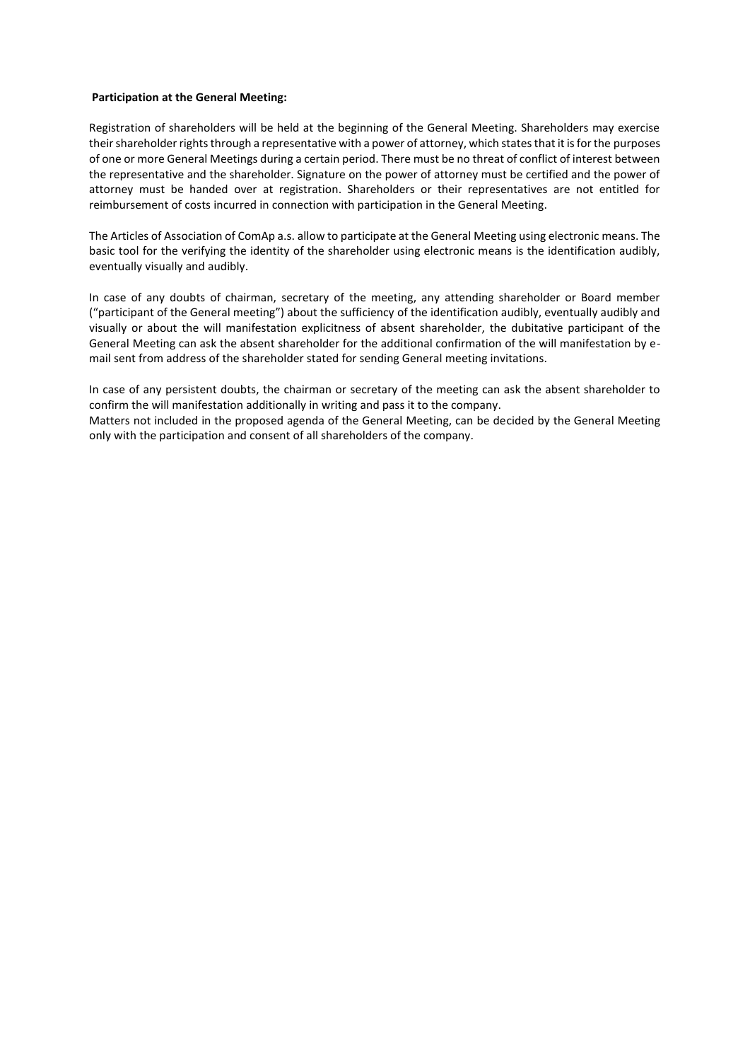**Participation at the General Meeting:**

Registration of shareholders will be held at the beginning of the General Meeting. Shareholders may exercise their shareholder rights through a representative with a power of attorney, which states that it is for the purposes of one or more General Meetings during a certain period. There must be no threat of conflict of interest between the representative and the shareholder. Signature on the power of attorney must be certified and the power of attorney must be handed over at registration. Shareholders or their representatives are not entitled for reimbursement of costs incurred in connection with participation in the General Meeting.

The Articles of Association of ComAp a.s. allow to participate at the General Meeting using electronic means. The basic tool for the verifying the identity of the shareholder using electronic means is the identification audibly, eventually visually and audibly.

In case of any doubts of chairman, secretary of the meeting, any attending shareholder or Board member ("participant of the General meeting") about the sufficiency of the identification audibly, eventually audibly and visually or about the will manifestation explicitness of absent shareholder, the dubitative participant of the General Meeting can ask the absent shareholder for the additional confirmation of the will manifestation by e-mail sent from address of the shareholder stated for sending General meeting invitations.

In case of any persistent doubts, the chairman or secretary of the meeting can ask the absent shareholder to confirm the will manifestation additionally in writing and pass it to the company.
Matters not included in the proposed agenda of the General Meeting, can be decided by the General Meeting only with the participation and consent of all shareholders of the company.